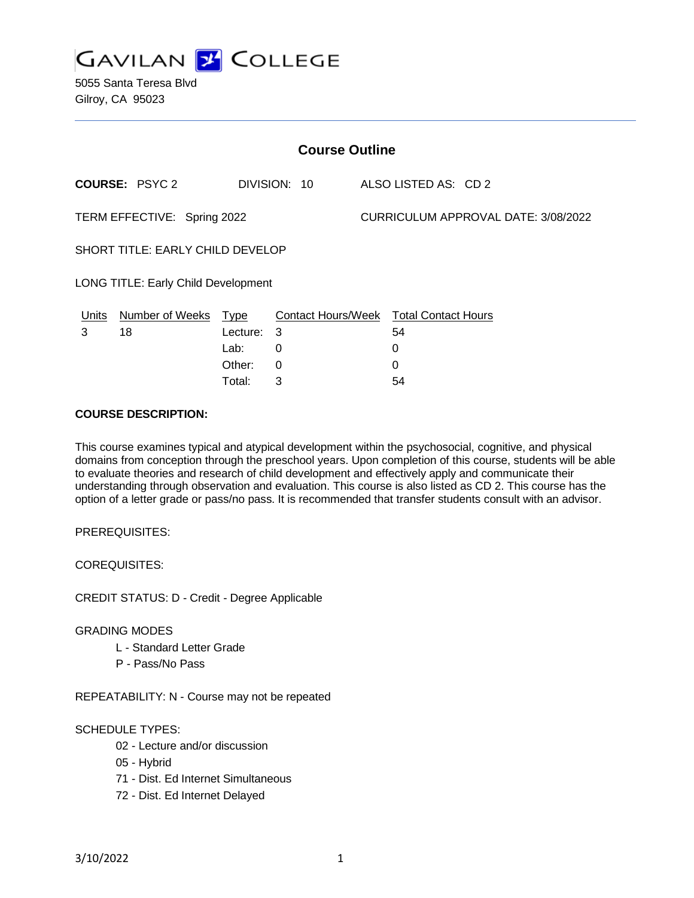GAVILAN COLLEGE

5055 Santa Teresa Blvd
Gilroy, CA 95023

## Course Outline

**COURSE:** PSYC 2 DIVISION: 10 ALSO LISTED AS: CD 2

TERM EFFECTIVE: Spring 2022 CURRICULUM APPROVAL DATE: 3/08/2022

SHORT TITLE: EARLY CHILD DEVELOP

LONG TITLE: Early Child Development

| Units | Number of Weeks | Type | Contact Hours/Week | Total Contact Hours |
|---|---|---|---|---|
| 3 | 18 | Lecture: | 3 | 54 |
| | | Lab: | 0 | 0 |
| | | Other: | 0 | 0 |
| | | Total: | 3 | 54 |

**COURSE DESCRIPTION:**

This course examines typical and atypical development within the psychosocial, cognitive, and physical domains from conception through the preschool years. Upon completion of this course, students will be able to evaluate theories and research of child development and effectively apply and communicate their understanding through observation and evaluation. This course is also listed as CD 2. This course has the option of a letter grade or pass/no pass. It is recommended that transfer students consult with an advisor.

PREREQUISITES:

COREQUISITES:

CREDIT STATUS: D - Credit - Degree Applicable

GRADING MODES

- L - Standard Letter Grade
- P - Pass/No Pass

REPEATABILITY: N - Course may not be repeated

SCHEDULE TYPES:

- 02 - Lecture and/or discussion
- 05 - Hybrid
- 71 - Dist. Ed Internet Simultaneous
- 72 - Dist. Ed Internet Delayed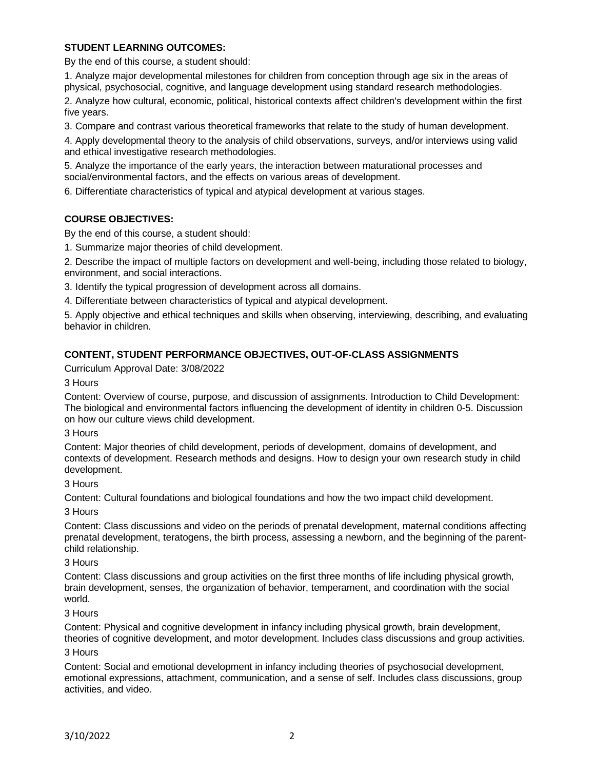**STUDENT LEARNING OUTCOMES:**

By the end of this course, a student should:

1. Analyze major developmental milestones for children from conception through age six in the areas of physical, psychosocial, cognitive, and language development using standard research methodologies.
2. Analyze how cultural, economic, political, historical contexts affect children's development within the first five years.
3. Compare and contrast various theoretical frameworks that relate to the study of human development.
4. Apply developmental theory to the analysis of child observations, surveys, and/or interviews using valid and ethical investigative research methodologies.
5. Analyze the importance of the early years, the interaction between maturational processes and social/environmental factors, and the effects on various areas of development.
6. Differentiate characteristics of typical and atypical development at various stages.

**COURSE OBJECTIVES:**

By the end of this course, a student should:

1. Summarize major theories of child development.
2. Describe the impact of multiple factors on development and well-being, including those related to biology, environment, and social interactions.
3. Identify the typical progression of development across all domains.
4. Differentiate between characteristics of typical and atypical development.
5. Apply objective and ethical techniques and skills when observing, interviewing, describing, and evaluating behavior in children.

**CONTENT, STUDENT PERFORMANCE OBJECTIVES, OUT-OF-CLASS ASSIGNMENTS**

Curriculum Approval Date: 3/08/2022

3 Hours

Content: Overview of course, purpose, and discussion of assignments. Introduction to Child Development: The biological and environmental factors influencing the development of identity in children 0-5. Discussion on how our culture views child development.

3 Hours

Content: Major theories of child development, periods of development, domains of development, and contexts of development. Research methods and designs. How to design your own research study in child development.

3 Hours

Content: Cultural foundations and biological foundations and how the two impact child development.

3 Hours

Content: Class discussions and video on the periods of prenatal development, maternal conditions affecting prenatal development, teratogens, the birth process, assessing a newborn, and the beginning of the parent-child relationship.

3 Hours

Content: Class discussions and group activities on the first three months of life including physical growth, brain development, senses, the organization of behavior, temperament, and coordination with the social world.

3 Hours

Content: Physical and cognitive development in infancy including physical growth, brain development, theories of cognitive development, and motor development. Includes class discussions and group activities.

3 Hours

Content: Social and emotional development in infancy including theories of psychosocial development, emotional expressions, attachment, communication, and a sense of self. Includes class discussions, group activities, and video.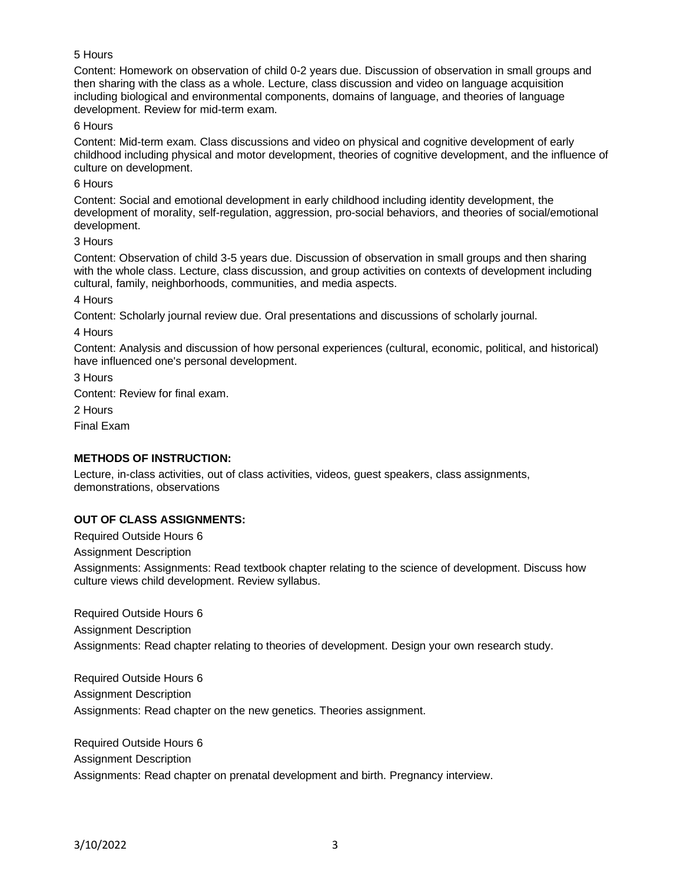5 Hours

Content: Homework on observation of child 0-2 years due. Discussion of observation in small groups and then sharing with the class as a whole. Lecture, class discussion and video on language acquisition including biological and environmental components, domains of language, and theories of language development. Review for mid-term exam.

6 Hours

Content: Mid-term exam. Class discussions and video on physical and cognitive development of early childhood including physical and motor development, theories of cognitive development, and the influence of culture on development.

6 Hours

Content: Social and emotional development in early childhood including identity development, the development of morality, self-regulation, aggression, pro-social behaviors, and theories of social/emotional development.

3 Hours

Content: Observation of child 3-5 years due. Discussion of observation in small groups and then sharing with the whole class. Lecture, class discussion, and group activities on contexts of development including cultural, family, neighborhoods, communities, and media aspects.

4 Hours

Content: Scholarly journal review due. Oral presentations and discussions of scholarly journal.

4 Hours

Content: Analysis and discussion of how personal experiences (cultural, economic, political, and historical) have influenced one's personal development.

3 Hours

Content: Review for final exam.

2 Hours

Final Exam

**METHODS OF INSTRUCTION:**

Lecture, in-class activities, out of class activities, videos, guest speakers, class assignments, demonstrations, observations

**OUT OF CLASS ASSIGNMENTS:**

Required Outside Hours 6

Assignment Description

Assignments: Assignments: Read textbook chapter relating to the science of development. Discuss how culture views child development. Review syllabus.

Required Outside Hours 6

Assignment Description

Assignments: Read chapter relating to theories of development. Design your own research study.

Required Outside Hours 6

Assignment Description

Assignments: Read chapter on the new genetics. Theories assignment.

Required Outside Hours 6

Assignment Description

Assignments: Read chapter on prenatal development and birth. Pregnancy interview.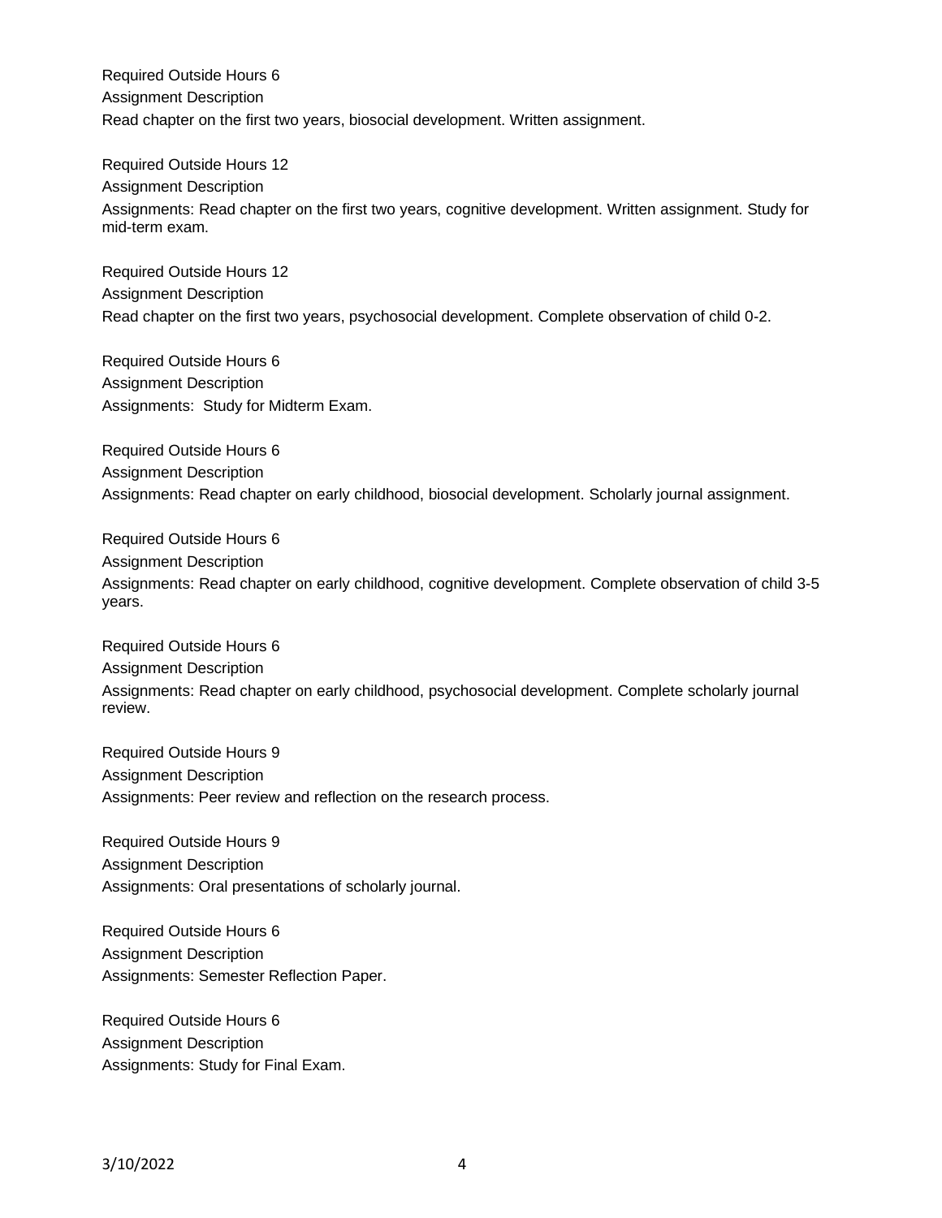Required Outside Hours 6

Assignment Description

Read chapter on the first two years, biosocial development. Written assignment.

Required Outside Hours 12

Assignment Description

Assignments: Read chapter on the first two years, cognitive development. Written assignment. Study for mid-term exam.

Required Outside Hours 12

Assignment Description

Read chapter on the first two years, psychosocial development. Complete observation of child 0-2.

Required Outside Hours 6

Assignment Description

Assignments: Study for Midterm Exam.

Required Outside Hours 6

Assignment Description

Assignments: Read chapter on early childhood, biosocial development. Scholarly journal assignment.

Required Outside Hours 6

Assignment Description

Assignments: Read chapter on early childhood, cognitive development. Complete observation of child 3-5 years.

Required Outside Hours 6

Assignment Description

Assignments: Read chapter on early childhood, psychosocial development. Complete scholarly journal review.

Required Outside Hours 9

Assignment Description

Assignments: Peer review and reflection on the research process.

Required Outside Hours 9

Assignment Description

Assignments: Oral presentations of scholarly journal.

Required Outside Hours 6

Assignment Description

Assignments: Semester Reflection Paper.

Required Outside Hours 6

Assignment Description

Assignments: Study for Final Exam.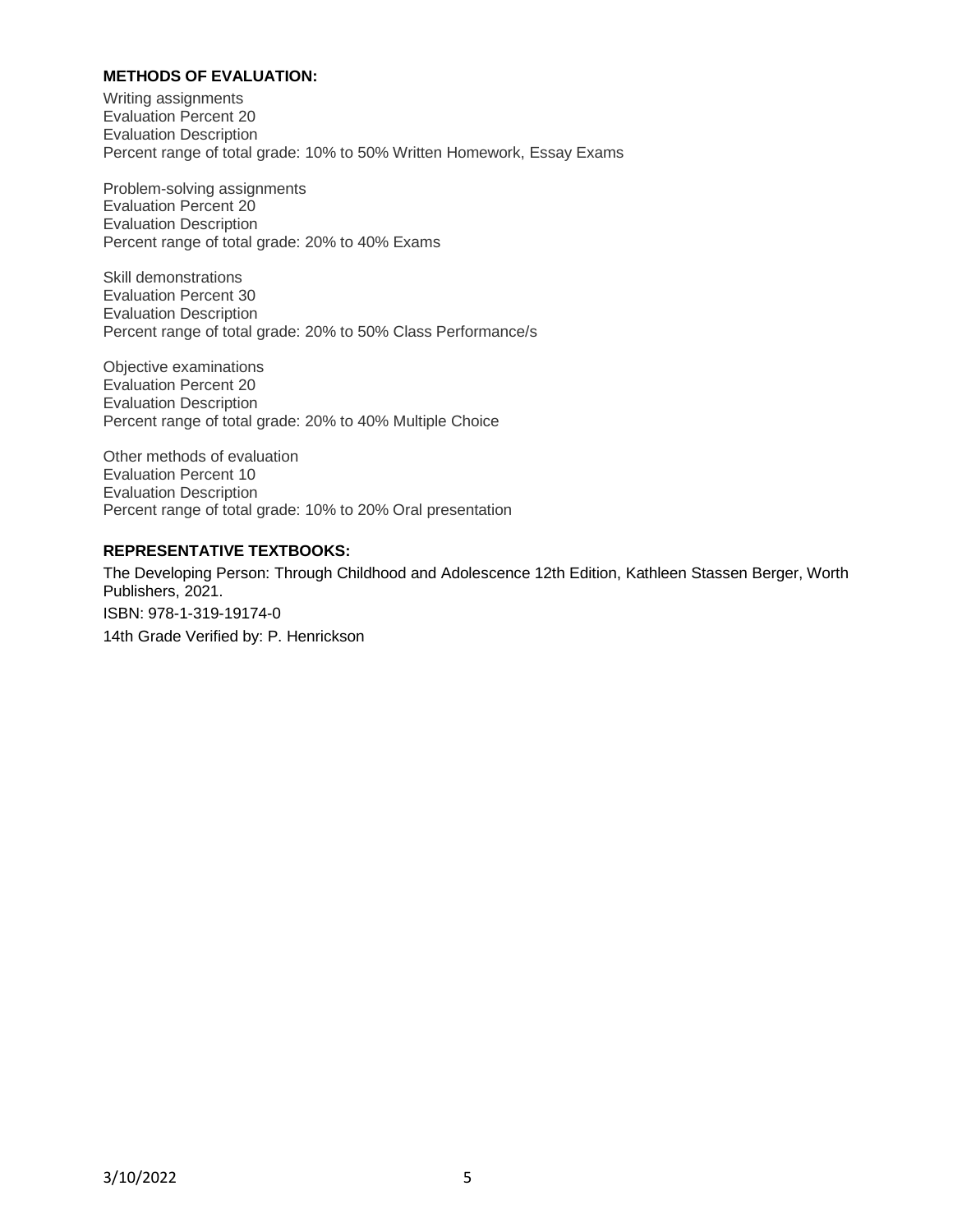**METHODS OF EVALUATION:**

Writing assignments
Evaluation Percent 20
Evaluation Description
Percent range of total grade: 10% to 50% Written Homework, Essay Exams

Problem-solving assignments
Evaluation Percent 20
Evaluation Description
Percent range of total grade: 20% to 40% Exams

Skill demonstrations
Evaluation Percent 30
Evaluation Description
Percent range of total grade: 20% to 50% Class Performance/s

Objective examinations
Evaluation Percent 20
Evaluation Description
Percent range of total grade: 20% to 40% Multiple Choice

Other methods of evaluation
Evaluation Percent 10
Evaluation Description
Percent range of total grade: 10% to 20% Oral presentation

**REPRESENTATIVE TEXTBOOKS:**

The Developing Person: Through Childhood and Adolescence 12th Edition, Kathleen Stassen Berger, Worth Publishers, 2021.

ISBN: 978-1-319-19174-0

14th Grade Verified by: P. Henrickson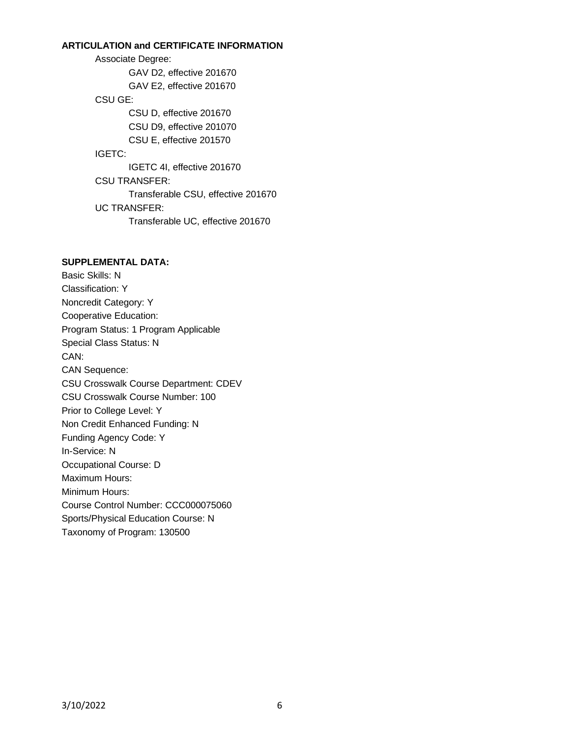**ARTICULATION and CERTIFICATE INFORMATION**

- Associate Degree:
  - GAV D2, effective 201670
  - GAV E2, effective 201670
- CSU GE:
  - CSU D, effective 201670
  - CSU D9, effective 201070
  - CSU E, effective 201570
- IGETC:
  - IGETC 4I, effective 201670
- CSU TRANSFER:
  - Transferable CSU, effective 201670
- UC TRANSFER:
  - Transferable UC, effective 201670

**SUPPLEMENTAL DATA:**

Basic Skills: N
Classification: Y
Noncredit Category: Y
Cooperative Education:
Program Status: 1 Program Applicable
Special Class Status: N
CAN:
CAN Sequence:
CSU Crosswalk Course Department: CDEV
CSU Crosswalk Course Number: 100
Prior to College Level: Y
Non Credit Enhanced Funding: N
Funding Agency Code: Y
In-Service: N
Occupational Course: D
Maximum Hours:
Minimum Hours:
Course Control Number: CCC000075060
Sports/Physical Education Course: N
Taxonomy of Program: 130500